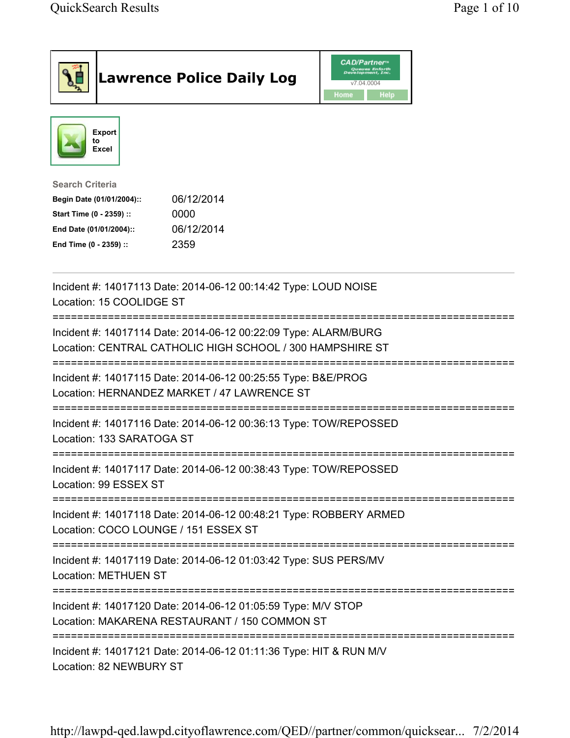# Lawrence Police Daily Log

CAD/Partner v7.04.0004

Home | Help

Export to Excel

**Search Criteria**

| | |
|---|---|
| **Begin Date (01/01/2004)::** | 06/12/2014 |
| **Start Time (0 - 2359) ::** | 0000 |
| **End Date (01/01/2004)::** | 06/12/2014 |
| **End Time (0 - 2359) ::** | 2359 |

---

Incident #: 14017113 Date: 2014-06-12 00:14:42 Type: LOUD NOISE
Location: 15 COOLIDGE ST

===========================================================================

Incident #: 14017114 Date: 2014-06-12 00:22:09 Type: ALARM/BURG
Location: CENTRAL CATHOLIC HIGH SCHOOL / 300 HAMPSHIRE ST

===========================================================================

Incident #: 14017115 Date: 2014-06-12 00:25:55 Type: B&E/PROG
Location: HERNANDEZ MARKET / 47 LAWRENCE ST

===========================================================================

Incident #: 14017116 Date: 2014-06-12 00:36:13 Type: TOW/REPOSSED
Location: 133 SARATOGA ST

===========================================================================

Incident #: 14017117 Date: 2014-06-12 00:38:43 Type: TOW/REPOSSED
Location: 99 ESSEX ST

===========================================================================

Incident #: 14017118 Date: 2014-06-12 00:48:21 Type: ROBBERY ARMED
Location: COCO LOUNGE / 151 ESSEX ST

===========================================================================

Incident #: 14017119 Date: 2014-06-12 01:03:42 Type: SUS PERS/MV
Location: METHUEN ST

===========================================================================

Incident #: 14017120 Date: 2014-06-12 01:05:59 Type: M/V STOP
Location: MAKARENA RESTAURANT / 150 COMMON ST

===========================================================================

Incident #: 14017121 Date: 2014-06-12 01:11:36 Type: HIT & RUN M/V
Location: 82 NEWBURY ST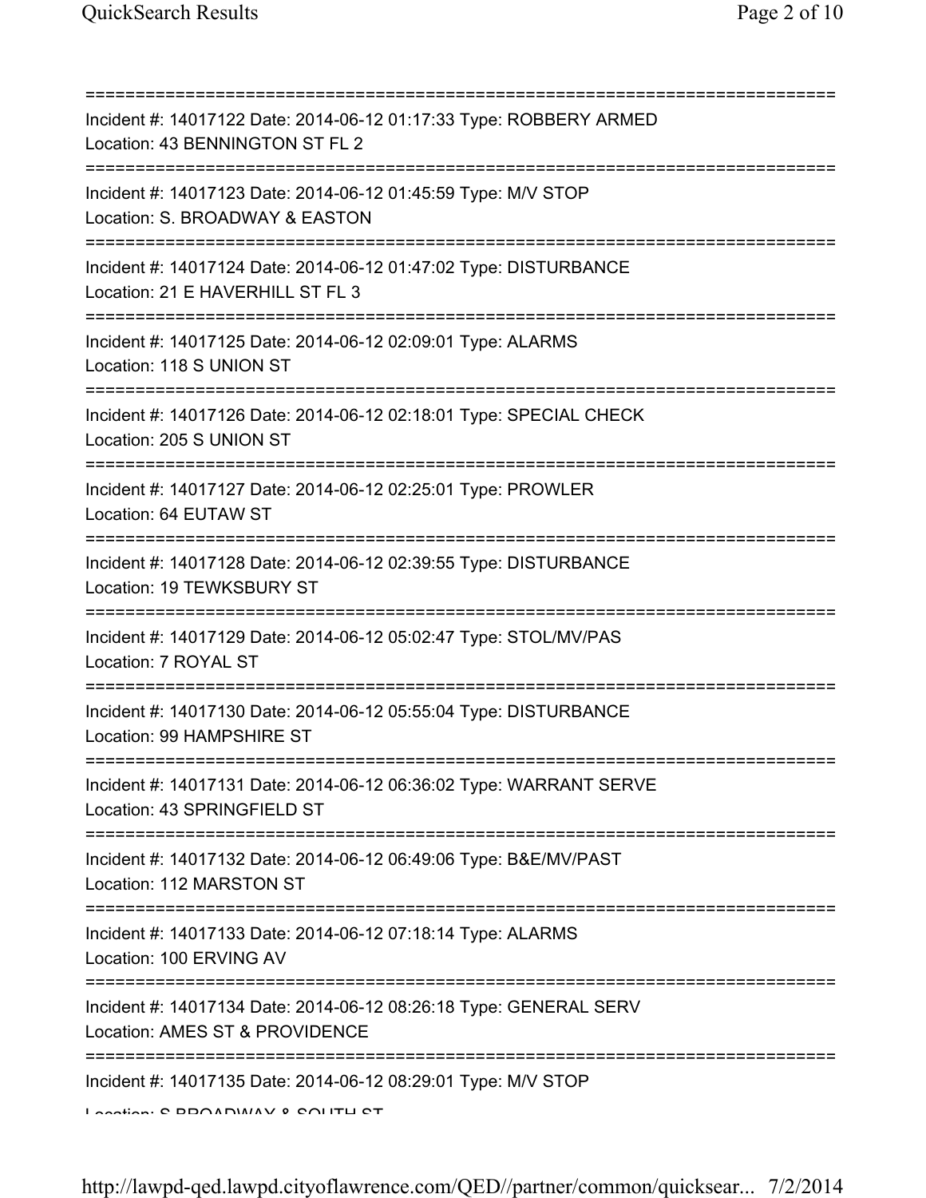===========================================================================
Incident #: 14017122 Date: 2014-06-12 01:17:33 Type: ROBBERY ARMED
Location: 43 BENNINGTON ST FL 2
===========================================================================
Incident #: 14017123 Date: 2014-06-12 01:45:59 Type: M/V STOP
Location: S. BROADWAY & EASTON
===========================================================================
Incident #: 14017124 Date: 2014-06-12 01:47:02 Type: DISTURBANCE
Location: 21 E HAVERHILL ST FL 3
===========================================================================
Incident #: 14017125 Date: 2014-06-12 02:09:01 Type: ALARMS
Location: 118 S UNION ST
===========================================================================
Incident #: 14017126 Date: 2014-06-12 02:18:01 Type: SPECIAL CHECK
Location: 205 S UNION ST
===========================================================================
Incident #: 14017127 Date: 2014-06-12 02:25:01 Type: PROWLER
Location: 64 EUTAW ST
===========================================================================
Incident #: 14017128 Date: 2014-06-12 02:39:55 Type: DISTURBANCE
Location: 19 TEWKSBURY ST
===========================================================================
Incident #: 14017129 Date: 2014-06-12 05:02:47 Type: STOL/MV/PAS
Location: 7 ROYAL ST
===========================================================================
Incident #: 14017130 Date: 2014-06-12 05:55:04 Type: DISTURBANCE
Location: 99 HAMPSHIRE ST
===========================================================================
Incident #: 14017131 Date: 2014-06-12 06:36:02 Type: WARRANT SERVE
Location: 43 SPRINGFIELD ST
===========================================================================
Incident #: 14017132 Date: 2014-06-12 06:49:06 Type: B&E/MV/PAST
Location: 112 MARSTON ST
===========================================================================
Incident #: 14017133 Date: 2014-06-12 07:18:14 Type: ALARMS
Location: 100 ERVING AV
===========================================================================
Incident #: 14017134 Date: 2014-06-12 08:26:18 Type: GENERAL SERV
Location: AMES ST & PROVIDENCE
===========================================================================
Incident #: 14017135 Date: 2014-06-12 08:29:01 Type: M/V STOP
Location: S BROADWAY & SOUTH ST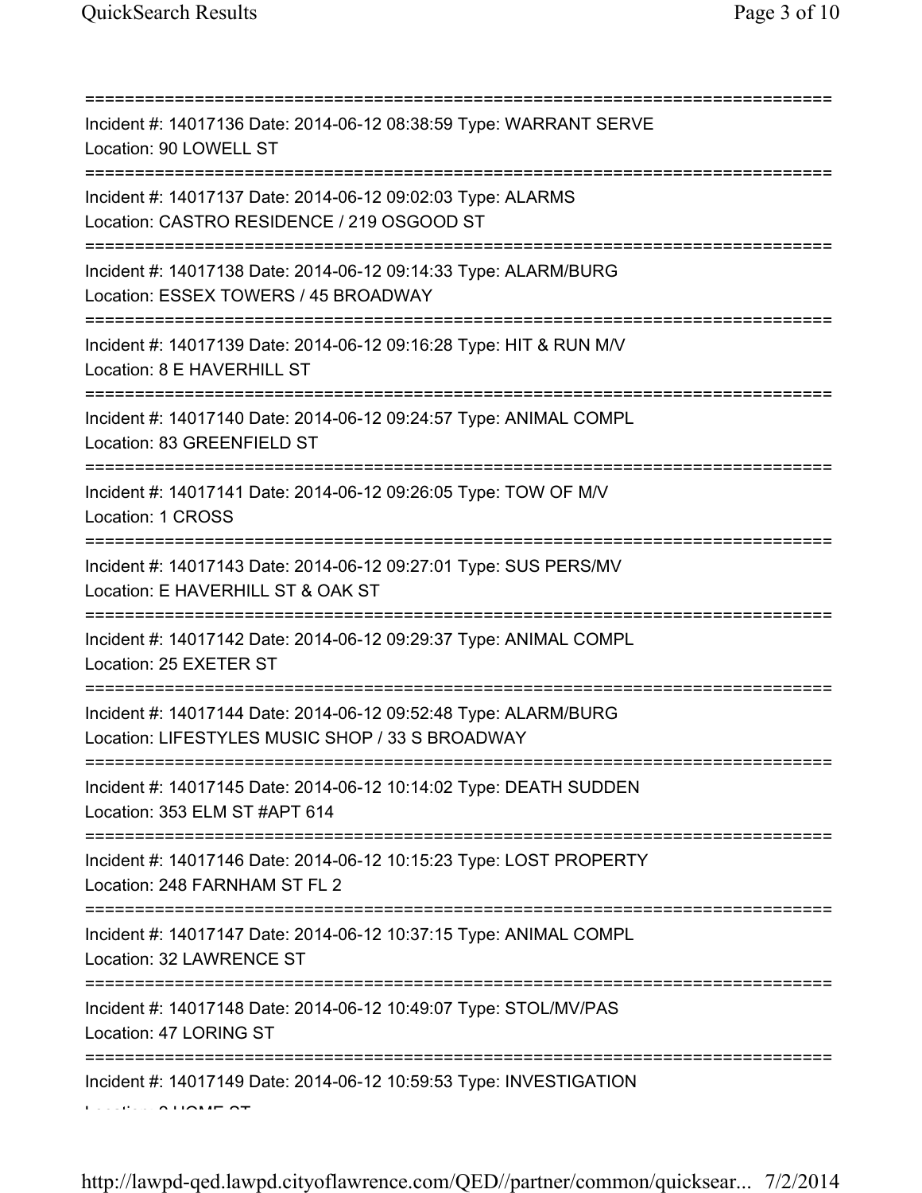===========================================================================
Incident #: 14017136 Date: 2014-06-12 08:38:59 Type: WARRANT SERVE
Location: 90 LOWELL ST
===========================================================================
Incident #: 14017137 Date: 2014-06-12 09:02:03 Type: ALARMS
Location: CASTRO RESIDENCE / 219 OSGOOD ST
===========================================================================
Incident #: 14017138 Date: 2014-06-12 09:14:33 Type: ALARM/BURG
Location: ESSEX TOWERS / 45 BROADWAY
===========================================================================
Incident #: 14017139 Date: 2014-06-12 09:16:28 Type: HIT & RUN M/V
Location: 8 E HAVERHILL ST
===========================================================================
Incident #: 14017140 Date: 2014-06-12 09:24:57 Type: ANIMAL COMPL
Location: 83 GREENFIELD ST
===========================================================================
Incident #: 14017141 Date: 2014-06-12 09:26:05 Type: TOW OF M/V
Location: 1 CROSS
===========================================================================
Incident #: 14017143 Date: 2014-06-12 09:27:01 Type: SUS PERS/MV
Location: E HAVERHILL ST & OAK ST
===========================================================================
Incident #: 14017142 Date: 2014-06-12 09:29:37 Type: ANIMAL COMPL
Location: 25 EXETER ST
===========================================================================
Incident #: 14017144 Date: 2014-06-12 09:52:48 Type: ALARM/BURG
Location: LIFESTYLES MUSIC SHOP / 33 S BROADWAY
===========================================================================
Incident #: 14017145 Date: 2014-06-12 10:14:02 Type: DEATH SUDDEN
Location: 353 ELM ST #APT 614
===========================================================================
Incident #: 14017146 Date: 2014-06-12 10:15:23 Type: LOST PROPERTY
Location: 248 FARNHAM ST FL 2
===========================================================================
Incident #: 14017147 Date: 2014-06-12 10:37:15 Type: ANIMAL COMPL
Location: 32 LAWRENCE ST
===========================================================================
Incident #: 14017148 Date: 2014-06-12 10:49:07 Type: STOL/MV/PAS
Location: 47 LORING ST
===========================================================================
Incident #: 14017149 Date: 2014-06-12 10:59:53 Type: INVESTIGATION
Location: 8 HOME ST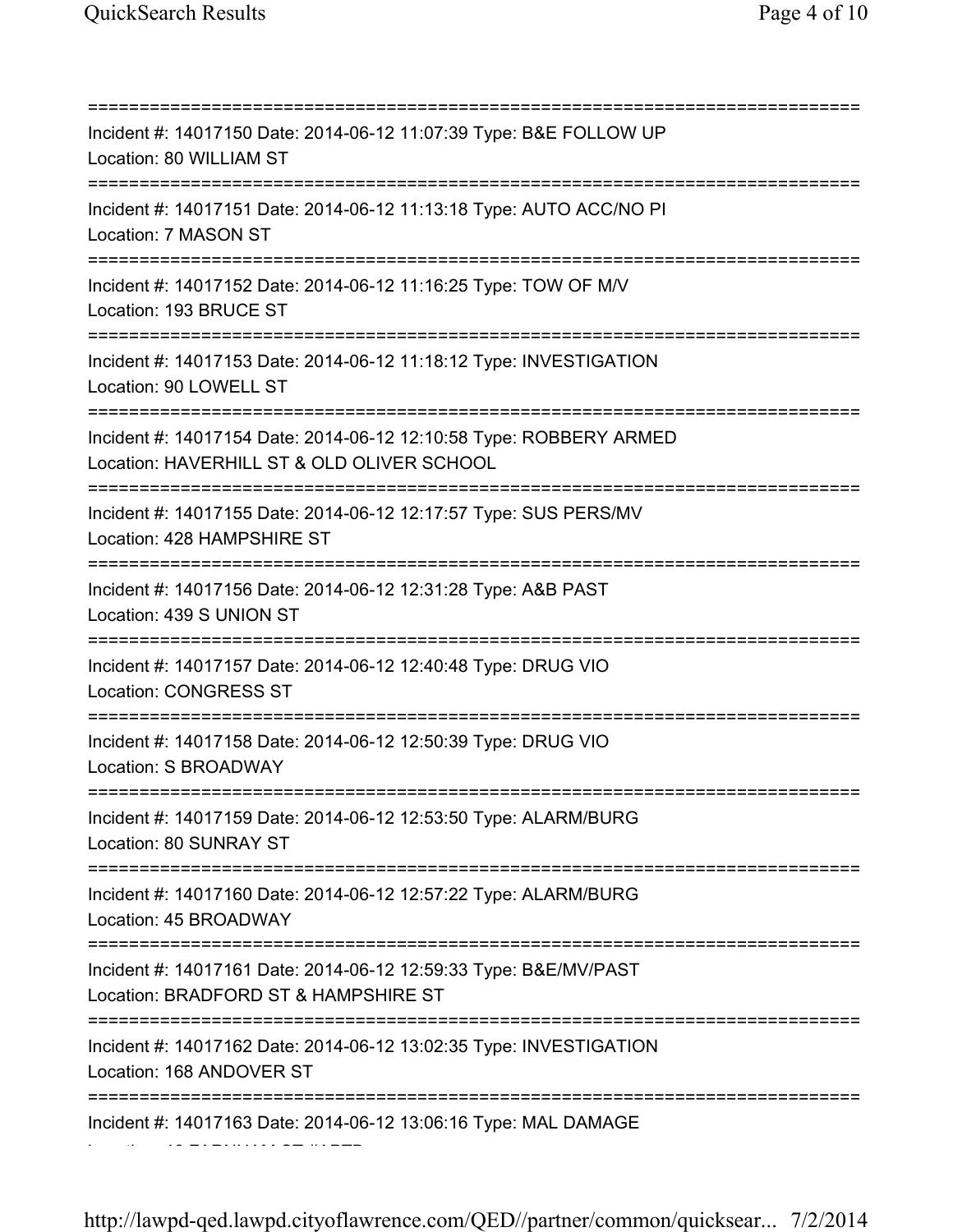===========================================================================
Incident #: 14017150 Date: 2014-06-12 11:07:39 Type: B&E FOLLOW UP
Location: 80 WILLIAM ST
===========================================================================
Incident #: 14017151 Date: 2014-06-12 11:13:18 Type: AUTO ACC/NO PI
Location: 7 MASON ST
===========================================================================
Incident #: 14017152 Date: 2014-06-12 11:16:25 Type: TOW OF M/V
Location: 193 BRUCE ST
===========================================================================
Incident #: 14017153 Date: 2014-06-12 11:18:12 Type: INVESTIGATION
Location: 90 LOWELL ST
===========================================================================
Incident #: 14017154 Date: 2014-06-12 12:10:58 Type: ROBBERY ARMED
Location: HAVERHILL ST & OLD OLIVER SCHOOL
===========================================================================
Incident #: 14017155 Date: 2014-06-12 12:17:57 Type: SUS PERS/MV
Location: 428 HAMPSHIRE ST
===========================================================================
Incident #: 14017156 Date: 2014-06-12 12:31:28 Type: A&B PAST
Location: 439 S UNION ST
===========================================================================
Incident #: 14017157 Date: 2014-06-12 12:40:48 Type: DRUG VIO
Location: CONGRESS ST
===========================================================================
Incident #: 14017158 Date: 2014-06-12 12:50:39 Type: DRUG VIO
Location: S BROADWAY
===========================================================================
Incident #: 14017159 Date: 2014-06-12 12:53:50 Type: ALARM/BURG
Location: 80 SUNRAY ST
===========================================================================
Incident #: 14017160 Date: 2014-06-12 12:57:22 Type: ALARM/BURG
Location: 45 BROADWAY
===========================================================================
Incident #: 14017161 Date: 2014-06-12 12:59:33 Type: B&E/MV/PAST
Location: BRADFORD ST & HAMPSHIRE ST
===========================================================================
Incident #: 14017162 Date: 2014-06-12 13:02:35 Type: INVESTIGATION
Location: 168 ANDOVER ST
===========================================================================
Incident #: 14017163 Date: 2014-06-12 13:06:16 Type: MAL DAMAGE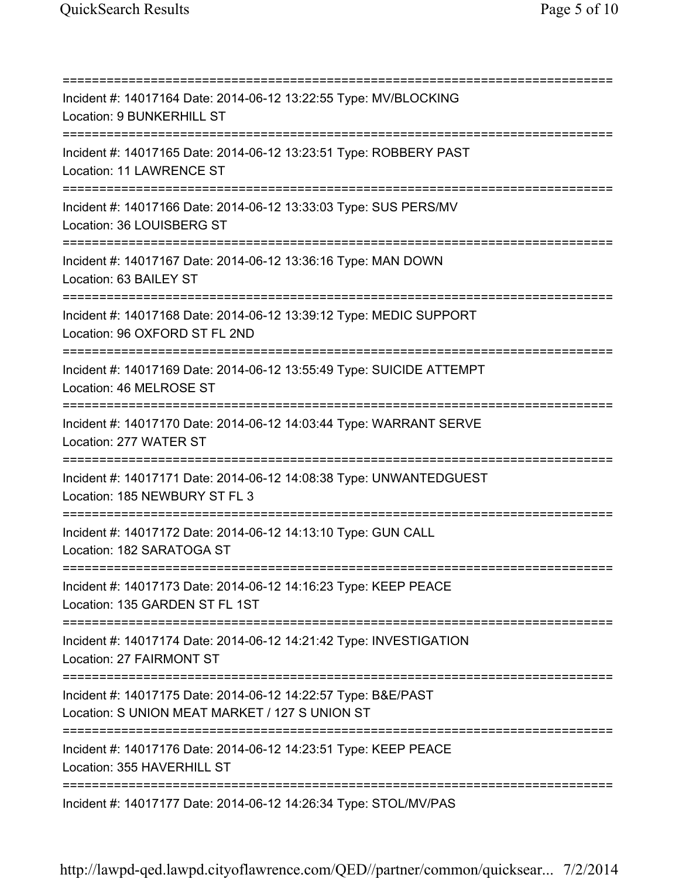===========================================================================
Incident #: 14017164 Date: 2014-06-12 13:22:55 Type: MV/BLOCKING
Location: 9 BUNKERHILL ST
===========================================================================
Incident #: 14017165 Date: 2014-06-12 13:23:51 Type: ROBBERY PAST
Location: 11 LAWRENCE ST
===========================================================================
Incident #: 14017166 Date: 2014-06-12 13:33:03 Type: SUS PERS/MV
Location: 36 LOUISBERG ST
===========================================================================
Incident #: 14017167 Date: 2014-06-12 13:36:16 Type: MAN DOWN
Location: 63 BAILEY ST
===========================================================================
Incident #: 14017168 Date: 2014-06-12 13:39:12 Type: MEDIC SUPPORT
Location: 96 OXFORD ST FL 2ND
===========================================================================
Incident #: 14017169 Date: 2014-06-12 13:55:49 Type: SUICIDE ATTEMPT
Location: 46 MELROSE ST
===========================================================================
Incident #: 14017170 Date: 2014-06-12 14:03:44 Type: WARRANT SERVE
Location: 277 WATER ST
===========================================================================
Incident #: 14017171 Date: 2014-06-12 14:08:38 Type: UNWANTEDGUEST
Location: 185 NEWBURY ST FL 3
===========================================================================
Incident #: 14017172 Date: 2014-06-12 14:13:10 Type: GUN CALL
Location: 182 SARATOGA ST
===========================================================================
Incident #: 14017173 Date: 2014-06-12 14:16:23 Type: KEEP PEACE
Location: 135 GARDEN ST FL 1ST
===========================================================================
Incident #: 14017174 Date: 2014-06-12 14:21:42 Type: INVESTIGATION
Location: 27 FAIRMONT ST
===========================================================================
Incident #: 14017175 Date: 2014-06-12 14:22:57 Type: B&E/PAST
Location: S UNION MEAT MARKET / 127 S UNION ST
===========================================================================
Incident #: 14017176 Date: 2014-06-12 14:23:51 Type: KEEP PEACE
Location: 355 HAVERHILL ST
===========================================================================
Incident #: 14017177 Date: 2014-06-12 14:26:34 Type: STOL/MV/PAS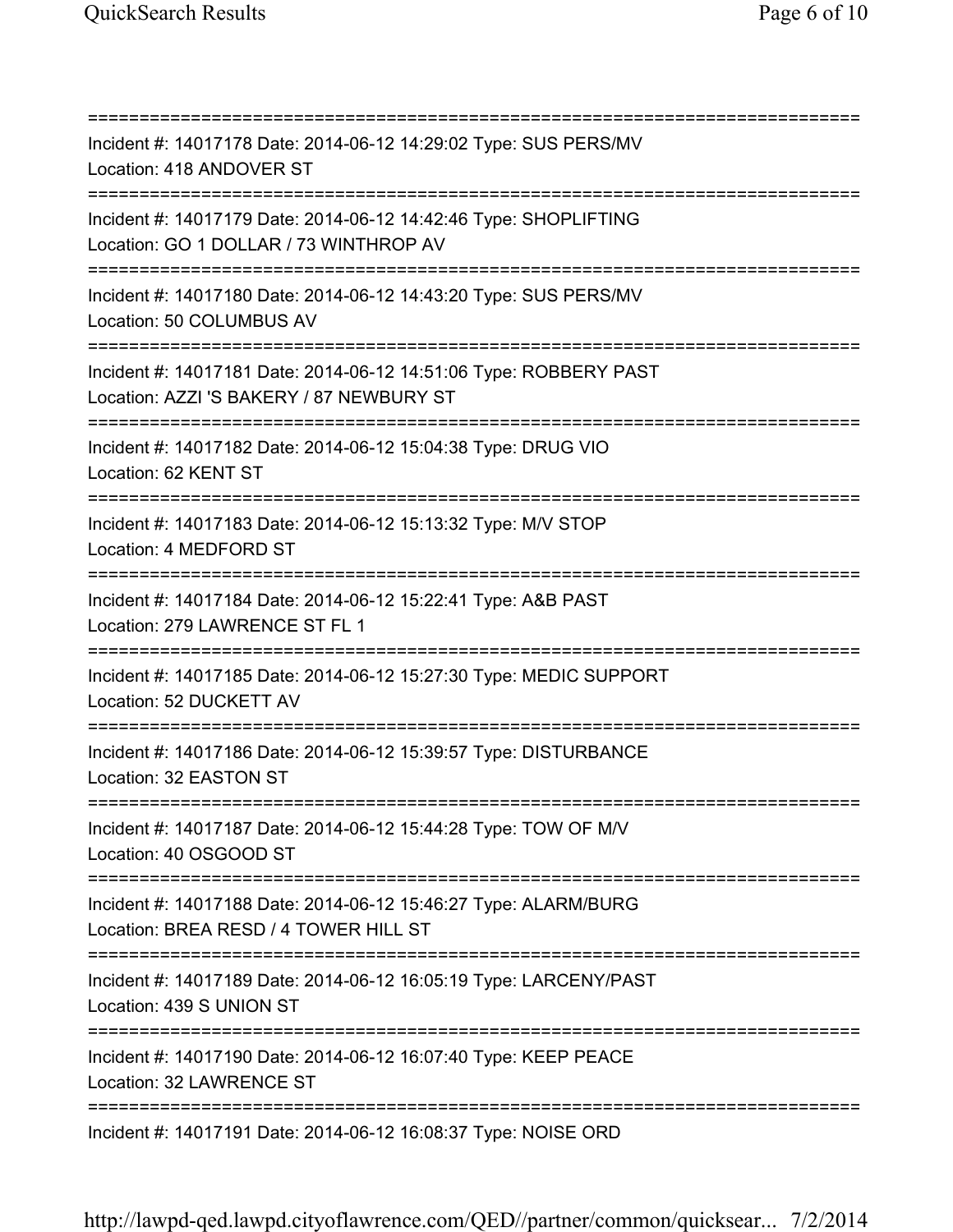===========================================================================
Incident #: 14017178 Date: 2014-06-12 14:29:02 Type: SUS PERS/MV
Location: 418 ANDOVER ST
===========================================================================
Incident #: 14017179 Date: 2014-06-12 14:42:46 Type: SHOPLIFTING
Location: GO 1 DOLLAR / 73 WINTHROP AV
===========================================================================
Incident #: 14017180 Date: 2014-06-12 14:43:20 Type: SUS PERS/MV
Location: 50 COLUMBUS AV
===========================================================================
Incident #: 14017181 Date: 2014-06-12 14:51:06 Type: ROBBERY PAST
Location: AZZI 'S BAKERY / 87 NEWBURY ST
===========================================================================
Incident #: 14017182 Date: 2014-06-12 15:04:38 Type: DRUG VIO
Location: 62 KENT ST
===========================================================================
Incident #: 14017183 Date: 2014-06-12 15:13:32 Type: M/V STOP
Location: 4 MEDFORD ST
===========================================================================
Incident #: 14017184 Date: 2014-06-12 15:22:41 Type: A&B PAST
Location: 279 LAWRENCE ST FL 1
===========================================================================
Incident #: 14017185 Date: 2014-06-12 15:27:30 Type: MEDIC SUPPORT
Location: 52 DUCKETT AV
===========================================================================
Incident #: 14017186 Date: 2014-06-12 15:39:57 Type: DISTURBANCE
Location: 32 EASTON ST
===========================================================================
Incident #: 14017187 Date: 2014-06-12 15:44:28 Type: TOW OF M/V
Location: 40 OSGOOD ST
===========================================================================
Incident #: 14017188 Date: 2014-06-12 15:46:27 Type: ALARM/BURG
Location: BREA RESD / 4 TOWER HILL ST
===========================================================================
Incident #: 14017189 Date: 2014-06-12 16:05:19 Type: LARCENY/PAST
Location: 439 S UNION ST
===========================================================================
Incident #: 14017190 Date: 2014-06-12 16:07:40 Type: KEEP PEACE
Location: 32 LAWRENCE ST
===========================================================================
Incident #: 14017191 Date: 2014-06-12 16:08:37 Type: NOISE ORD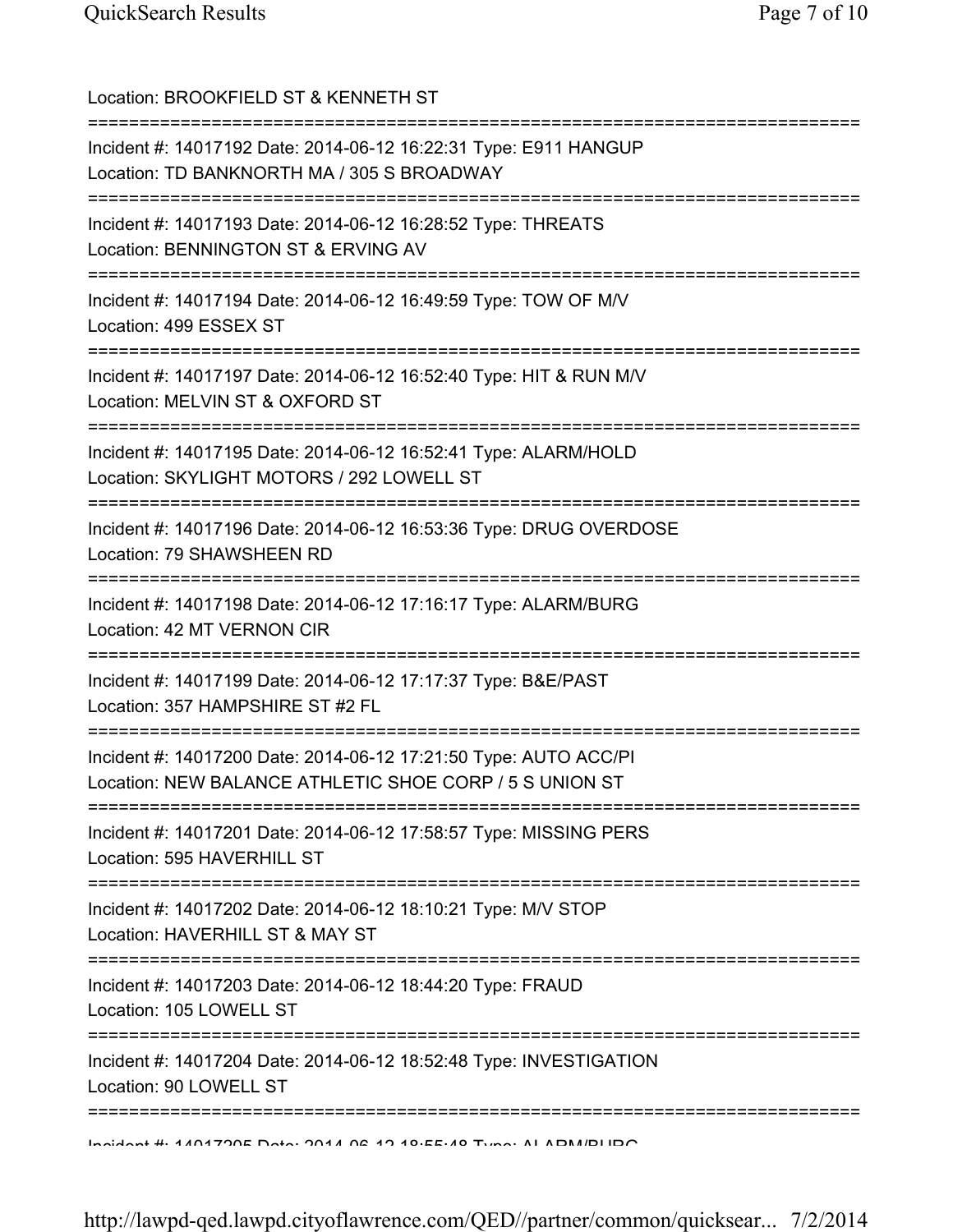Location: BROOKFIELD ST & KENNETH ST

===========================================================================

Incident #: 14017192 Date: 2014-06-12 16:22:31 Type: E911 HANGUP
Location: TD BANKNORTH MA / 305 S BROADWAY

===========================================================================

Incident #: 14017193 Date: 2014-06-12 16:28:52 Type: THREATS
Location: BENNINGTON ST & ERVING AV

===========================================================================

Incident #: 14017194 Date: 2014-06-12 16:49:59 Type: TOW OF M/V
Location: 499 ESSEX ST

===========================================================================

Incident #: 14017197 Date: 2014-06-12 16:52:40 Type: HIT & RUN M/V
Location: MELVIN ST & OXFORD ST

===========================================================================

Incident #: 14017195 Date: 2014-06-12 16:52:41 Type: ALARM/HOLD
Location: SKYLIGHT MOTORS / 292 LOWELL ST

===========================================================================

Incident #: 14017196 Date: 2014-06-12 16:53:36 Type: DRUG OVERDOSE
Location: 79 SHAWSHEEN RD

===========================================================================

Incident #: 14017198 Date: 2014-06-12 17:16:17 Type: ALARM/BURG
Location: 42 MT VERNON CIR

===========================================================================

Incident #: 14017199 Date: 2014-06-12 17:17:37 Type: B&E/PAST
Location: 357 HAMPSHIRE ST #2 FL

===========================================================================

Incident #: 14017200 Date: 2014-06-12 17:21:50 Type: AUTO ACC/PI
Location: NEW BALANCE ATHLETIC SHOE CORP / 5 S UNION ST

===========================================================================

Incident #: 14017201 Date: 2014-06-12 17:58:57 Type: MISSING PERS
Location: 595 HAVERHILL ST

===========================================================================

Incident #: 14017202 Date: 2014-06-12 18:10:21 Type: M/V STOP
Location: HAVERHILL ST & MAY ST

===========================================================================

Incident #: 14017203 Date: 2014-06-12 18:44:20 Type: FRAUD
Location: 105 LOWELL ST

===========================================================================

Incident #: 14017204 Date: 2014-06-12 18:52:48 Type: INVESTIGATION
Location: 90 LOWELL ST

===========================================================================

Incident #: 14017205 Date: 2014-06-12 18:55:48 Type: ALARM/BURG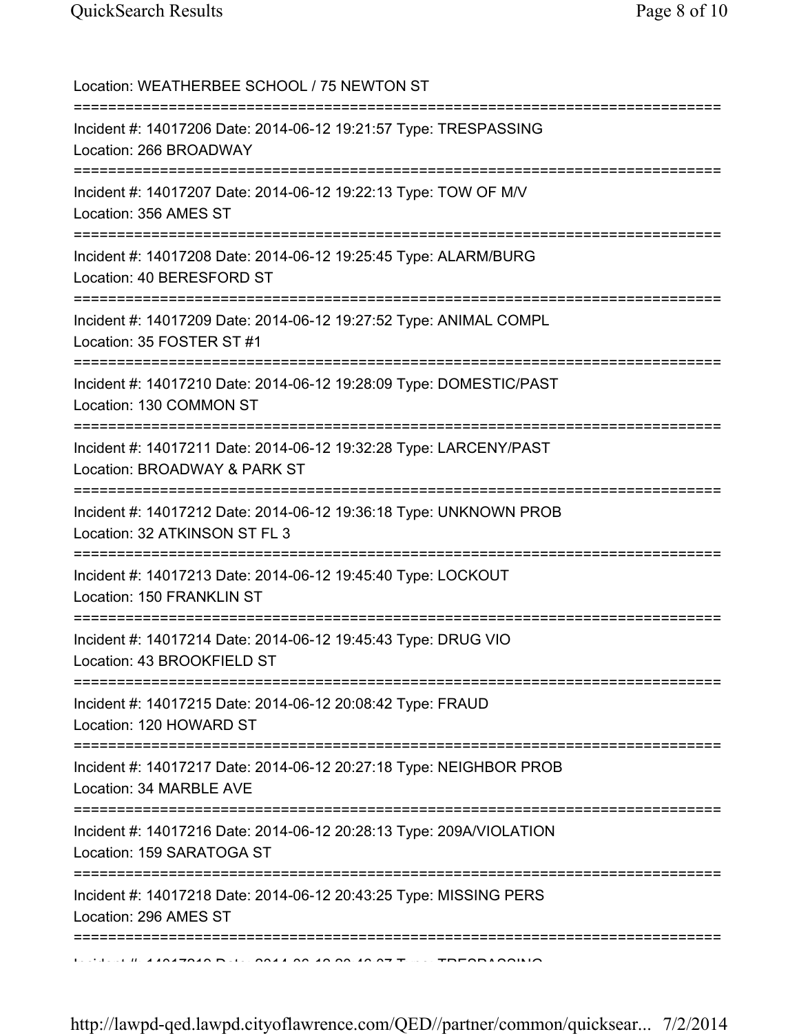Location: WEATHERBEE SCHOOL / 75 NEWTON ST

===========================================================================

Incident #: 14017206 Date: 2014-06-12 19:21:57 Type: TRESPASSING

Location: 266 BROADWAY

===========================================================================

Incident #: 14017207 Date: 2014-06-12 19:22:13 Type: TOW OF M/V

Location: 356 AMES ST

===========================================================================

Incident #: 14017208 Date: 2014-06-12 19:25:45 Type: ALARM/BURG

Location: 40 BERESFORD ST

===========================================================================

Incident #: 14017209 Date: 2014-06-12 19:27:52 Type: ANIMAL COMPL

Location: 35 FOSTER ST #1

===========================================================================

Incident #: 14017210 Date: 2014-06-12 19:28:09 Type: DOMESTIC/PAST

Location: 130 COMMON ST

===========================================================================

Incident #: 14017211 Date: 2014-06-12 19:32:28 Type: LARCENY/PAST

Location: BROADWAY & PARK ST

===========================================================================

Incident #: 14017212 Date: 2014-06-12 19:36:18 Type: UNKNOWN PROB

Location: 32 ATKINSON ST FL 3

===========================================================================

Incident #: 14017213 Date: 2014-06-12 19:45:40 Type: LOCKOUT

Location: 150 FRANKLIN ST

===========================================================================

Incident #: 14017214 Date: 2014-06-12 19:45:43 Type: DRUG VIO

Location: 43 BROOKFIELD ST

===========================================================================

Incident #: 14017215 Date: 2014-06-12 20:08:42 Type: FRAUD

Location: 120 HOWARD ST

===========================================================================

Incident #: 14017217 Date: 2014-06-12 20:27:18 Type: NEIGHBOR PROB

Location: 34 MARBLE AVE

===========================================================================

Incident #: 14017216 Date: 2014-06-12 20:28:13 Type: 209A/VIOLATION

Location: 159 SARATOGA ST

===========================================================================

Incident #: 14017218 Date: 2014-06-12 20:43:25 Type: MISSING PERS

Location: 296 AMES ST

===========================================================================

Incident #: 14017219 Date: 2014-06-12 20:46:07 Type: TRESPASSING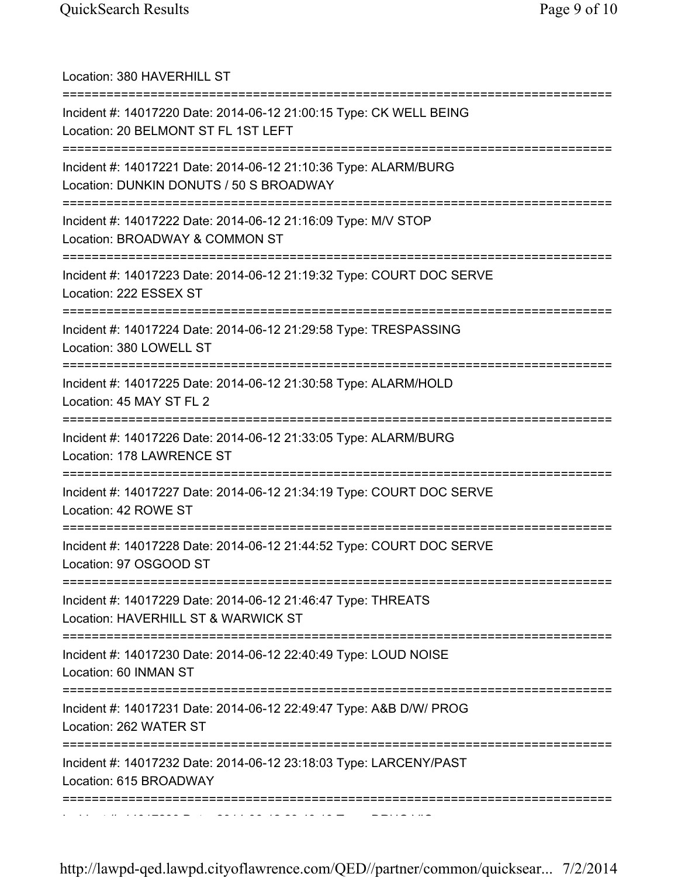Location: 380 HAVERHILL ST

===========================================================================

Incident #: 14017220 Date: 2014-06-12 21:00:15 Type: CK WELL BEING
Location: 20 BELMONT ST FL 1ST LEFT

===========================================================================

Incident #: 14017221 Date: 2014-06-12 21:10:36 Type: ALARM/BURG
Location: DUNKIN DONUTS / 50 S BROADWAY

===========================================================================

Incident #: 14017222 Date: 2014-06-12 21:16:09 Type: M/V STOP
Location: BROADWAY & COMMON ST

===========================================================================

Incident #: 14017223 Date: 2014-06-12 21:19:32 Type: COURT DOC SERVE
Location: 222 ESSEX ST

===========================================================================

Incident #: 14017224 Date: 2014-06-12 21:29:58 Type: TRESPASSING
Location: 380 LOWELL ST

===========================================================================

Incident #: 14017225 Date: 2014-06-12 21:30:58 Type: ALARM/HOLD
Location: 45 MAY ST FL 2

===========================================================================

Incident #: 14017226 Date: 2014-06-12 21:33:05 Type: ALARM/BURG
Location: 178 LAWRENCE ST

===========================================================================

Incident #: 14017227 Date: 2014-06-12 21:34:19 Type: COURT DOC SERVE
Location: 42 ROWE ST

===========================================================================

Incident #: 14017228 Date: 2014-06-12 21:44:52 Type: COURT DOC SERVE
Location: 97 OSGOOD ST

===========================================================================

Incident #: 14017229 Date: 2014-06-12 21:46:47 Type: THREATS
Location: HAVERHILL ST & WARWICK ST

===========================================================================

Incident #: 14017230 Date: 2014-06-12 22:40:49 Type: LOUD NOISE
Location: 60 INMAN ST

===========================================================================

Incident #: 14017231 Date: 2014-06-12 22:49:47 Type: A&B D/W/ PROG
Location: 262 WATER ST

===========================================================================

Incident #: 14017232 Date: 2014-06-12 23:18:03 Type: LARCENY/PAST
Location: 615 BROADWAY

===========================================================================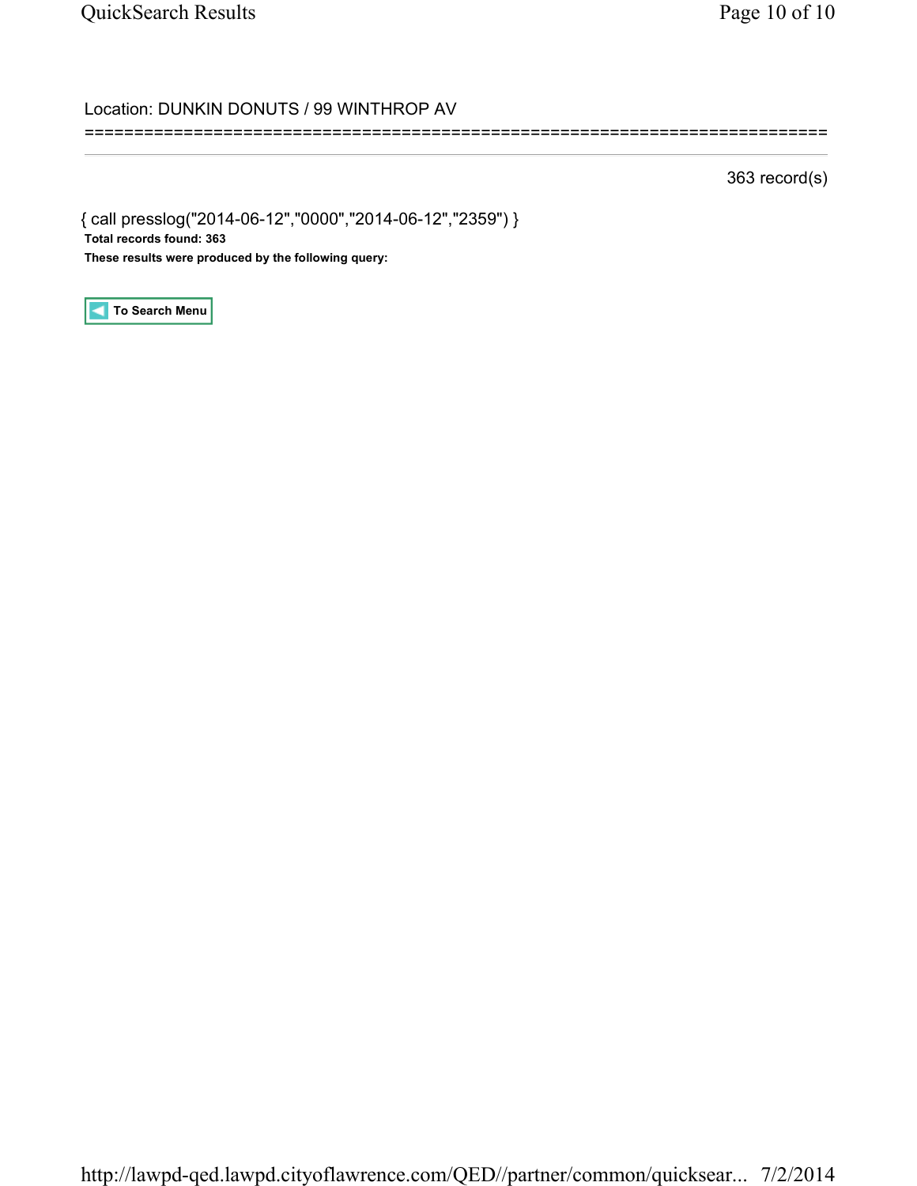Location: DUNKIN DONUTS / 99 WINTHROP AV

===========================================================================

363 record(s)

{ call presslog("2014-06-12","0000","2014-06-12","2359") }

**Total records found: 363**

**These results were produced by the following query:**

**To Search Menu**